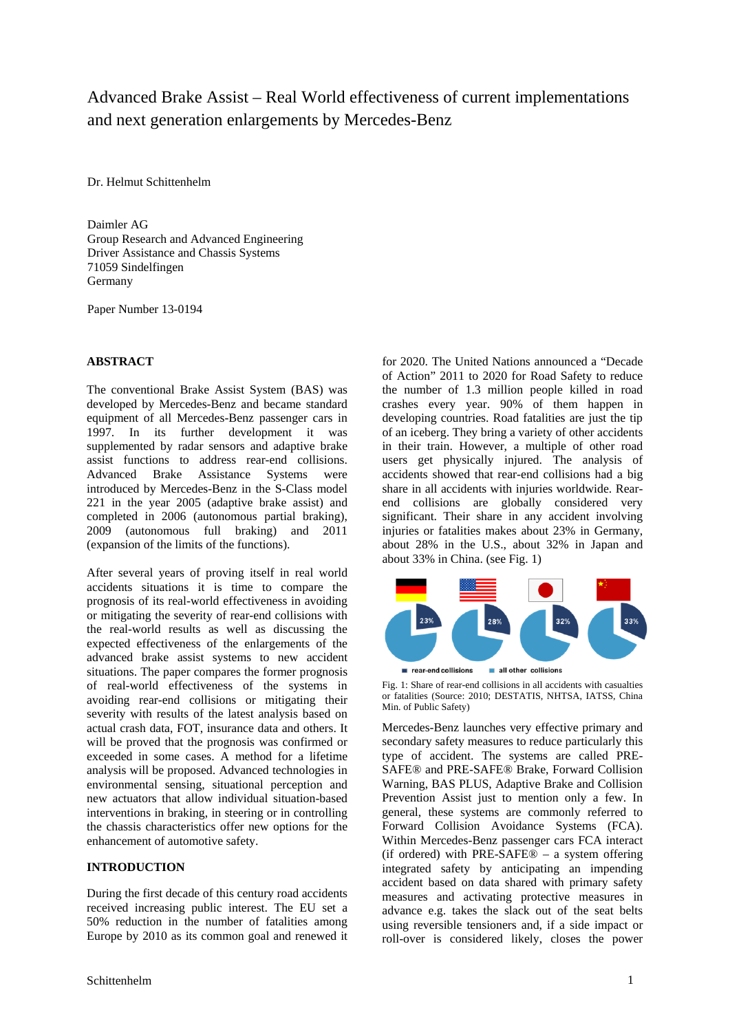# Advanced Brake Assist – Real World effectiveness of current implementations and next generation enlargements by Mercedes-Benz

Dr. Helmut Schittenhelm

Daimler AG
Group Research and Advanced Engineering
Driver Assistance and Chassis Systems
71059 Sindelfingen
Germany

Paper Number 13-0194

## ABSTRACT

The conventional Brake Assist System (BAS) was developed by Mercedes-Benz and became standard equipment of all Mercedes-Benz passenger cars in 1997. In its further development it was supplemented by radar sensors and adaptive brake assist functions to address rear-end collisions. Advanced Brake Assistance Systems were introduced by Mercedes-Benz in the S-Class model 221 in the year 2005 (adaptive brake assist) and completed in 2006 (autonomous partial braking), 2009 (autonomous full braking) and 2011 (expansion of the limits of the functions).

After several years of proving itself in real world accidents situations it is time to compare the prognosis of its real-world effectiveness in avoiding or mitigating the severity of rear-end collisions with the real-world results as well as discussing the expected effectiveness of the enlargements of the advanced brake assist systems to new accident situations. The paper compares the former prognosis of real-world effectiveness of the systems in avoiding rear-end collisions or mitigating their severity with results of the latest analysis based on actual crash data, FOT, insurance data and others. It will be proved that the prognosis was confirmed or exceeded in some cases. A method for a lifetime analysis will be proposed. Advanced technologies in environmental sensing, situational perception and new actuators that allow individual situation-based interventions in braking, in steering or in controlling the chassis characteristics offer new options for the enhancement of automotive safety.

## INTRODUCTION

During the first decade of this century road accidents received increasing public interest. The EU set a 50% reduction in the number of fatalities among Europe by 2010 as its common goal and renewed it for 2020. The United Nations announced a "Decade of Action" 2011 to 2020 for Road Safety to reduce the number of 1.3 million people killed in road crashes every year. 90% of them happen in developing countries. Road fatalities are just the tip of an iceberg. They bring a variety of other accidents in their train. However, a multiple of other road users get physically injured. The analysis of accidents showed that rear-end collisions had a big share in all accidents with injuries worldwide. Rear-end collisions are globally considered very significant. Their share in any accident involving injuries or fatalities makes about 23% in Germany, about 28% in the U.S., about 32% in Japan and about 33% in China. (see Fig. 1)

23%
28%
32%
33%
rear-end collisions
all other collisions

Fig. 1: Share of rear-end collisions in all accidents with casualties or fatalities (Source: 2010; DESTATIS, NHTSA, IATSS, China Min. of Public Safety)

Mercedes-Benz launches very effective primary and secondary safety measures to reduce particularly this type of accident. The systems are called PRE-SAFE® and PRE-SAFE® Brake, Forward Collision Warning, BAS PLUS, Adaptive Brake and Collision Prevention Assist just to mention only a few. In general, these systems are commonly referred to Forward Collision Avoidance Systems (FCA). Within Mercedes-Benz passenger cars FCA interact (if ordered) with PRE-SAFE® – a system offering integrated safety by anticipating an impending accident based on data shared with primary safety measures and activating protective measures in advance e.g. takes the slack out of the seat belts using reversible tensioners and, if a side impact or roll-over is considered likely, closes the power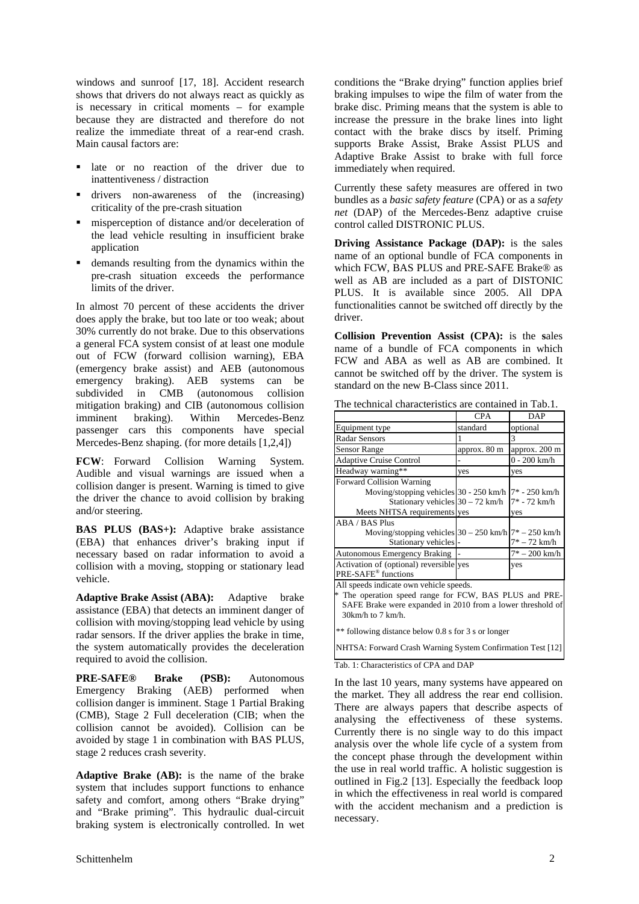windows and sunroof [17, 18]. Accident research shows that drivers do not always react as quickly as is necessary in critical moments – for example because they are distracted and therefore do not realize the immediate threat of a rear-end crash. Main causal factors are:

- late or no reaction of the driver due to inattentiveness / distraction
- drivers non-awareness of the (increasing) criticality of the pre-crash situation
- misperception of distance and/or deceleration of the lead vehicle resulting in insufficient brake application
- demands resulting from the dynamics within the pre-crash situation exceeds the performance limits of the driver.

In almost 70 percent of these accidents the driver does apply the brake, but too late or too weak; about 30% currently do not brake. Due to this observations a general FCA system consist of at least one module out of FCW (forward collision warning), EBA (emergency brake assist) and AEB (autonomous emergency braking). AEB systems can be subdivided in CMB (autonomous collision mitigation braking) and CIB (autonomous collision imminent braking). Within Mercedes-Benz passenger cars this components have special Mercedes-Benz shaping. (for more details [1,2,4])

**FCW**: Forward Collision Warning System. Audible and visual warnings are issued when a collision danger is present. Warning is timed to give the driver the chance to avoid collision by braking and/or steering.

**BAS PLUS (BAS+):** Adaptive brake assistance (EBA) that enhances driver's braking input if necessary based on radar information to avoid a collision with a moving, stopping or stationary lead vehicle.

**Adaptive Brake Assist (ABA):** Adaptive brake assistance (EBA) that detects an imminent danger of collision with moving/stopping lead vehicle by using radar sensors. If the driver applies the brake in time, the system automatically provides the deceleration required to avoid the collision.

**PRE-SAFE® Brake (PSB):** Autonomous Emergency Braking (AEB) performed when collision danger is imminent. Stage 1 Partial Braking (CMB), Stage 2 Full deceleration (CIB; when the collision cannot be avoided). Collision can be avoided by stage 1 in combination with BAS PLUS, stage 2 reduces crash severity.

**Adaptive Brake (AB):** is the name of the brake system that includes support functions to enhance safety and comfort, among others "Brake drying" and "Brake priming". This hydraulic dual-circuit braking system is electronically controlled. In wet conditions the "Brake drying" function applies brief braking impulses to wipe the film of water from the brake disc. Priming means that the system is able to increase the pressure in the brake lines into light contact with the brake discs by itself. Priming supports Brake Assist, Brake Assist PLUS and Adaptive Brake Assist to brake with full force immediately when required.

Currently these safety measures are offered in two bundles as a *basic safety feature* (CPA) or as a *safety net* (DAP) of the Mercedes-Benz adaptive cruise control called DISTRONIC PLUS.

**Driving Assistance Package (DAP):** is the sales name of an optional bundle of FCA components in which FCW, BAS PLUS and PRE-SAFE Brake® as well as AB are included as a part of DISTONIC PLUS. It is available since 2005. All DPA functionalities cannot be switched off directly by the driver.

**Collision Prevention Assist (CPA):** is the **s**ales name of a bundle of FCA components in which FCW and ABA as well as AB are combined. It cannot be switched off by the driver. The system is standard on the new B-Class since 2011.

The technical characteristics are contained in Tab.1.

| | CPA | DAP |
|---|---|---|
| Equipment type | standard | optional |
| Radar Sensors | 1 | 3 |
| Sensor Range | approx. 80 m | approx. 200 m |
| Adaptive Cruise Control | - | 0 - 200 km/h |
| Headway warning** | yes | yes |
| Forward Collision Warning | | |
| Moving/stopping vehicles | 30 - 250 km/h | 7* - 250 km/h |
| Stationary vehicles | 30 – 72 km/h | 7* - 72 km/h |
| Meets NHTSA requirements | yes | yes |
| ABA / BAS Plus | | |
| Moving/stopping vehicles | 30 – 250 km/h | 7* – 250 km/h |
| Stationary vehicles | - | 7* – 72 km/h |
| Autonomous Emergency Braking | - | 7* – 200 km/h |
| Activation of (optional) reversible PRE-SAFE® functions | yes | yes |

All speeds indicate own vehicle speeds.

\* The operation speed range for FCW, BAS PLUS and PRE-SAFE Brake were expanded in 2010 from a lower threshold of 30km/h to 7 km/h.

** following distance below 0.8 s for 3 s or longer

NHTSA: Forward Crash Warning System Confirmation Test [12]

Tab. 1: Characteristics of CPA and DAP

In the last 10 years, many systems have appeared on the market. They all address the rear end collision. There are always papers that describe aspects of analysing the effectiveness of these systems. Currently there is no single way to do this impact analysis over the whole life cycle of a system from the concept phase through the development within the use in real world traffic. A holistic suggestion is outlined in Fig.2 [13]. Especially the feedback loop in which the effectiveness in real world is compared with the accident mechanism and a prediction is necessary.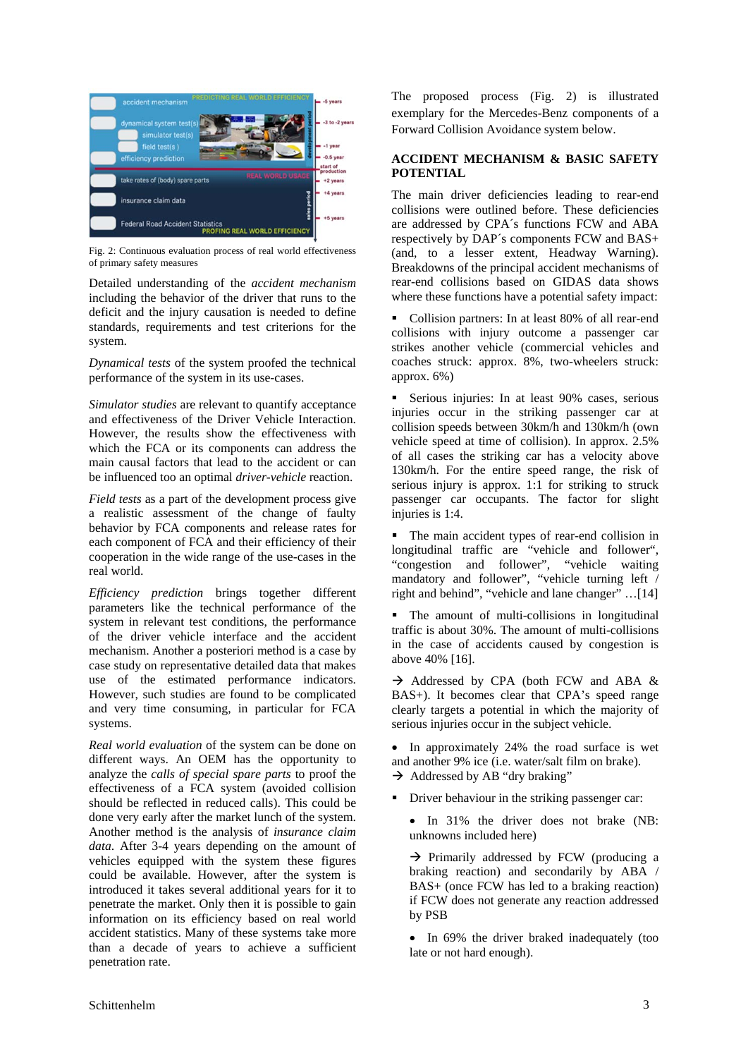accident mechanism

PREDICTING REAL WORLD EFFICIENCY

dynamical system test(s)

simulator test(s)

field test(s)

efficiency prediction

development period

-5 years

-3 to -2 years

-1 year

-0.5 year

start of production

take rates of (body) spare parts

REAL WORLD USAGE

insurance claim data

Federal Road Accident Statistics

PROFING REAL WORLD EFFICIENCY

sales period

+2 years

+4 years

+5 years

Fig. 2: Continuous evaluation process of real world effectiveness of primary safety measures

Detailed understanding of the *accident mechanism* including the behavior of the driver that runs to the deficit and the injury causation is needed to define standards, requirements and test criterions for the system.

*Dynamical tests* of the system proofed the technical performance of the system in its use-cases.

*Simulator studies* are relevant to quantify acceptance and effectiveness of the Driver Vehicle Interaction. However, the results show the effectiveness with which the FCA or its components can address the main causal factors that lead to the accident or can be influenced too an optimal *driver-vehicle* reaction.

*Field tests* as a part of the development process give a realistic assessment of the change of faulty behavior by FCA components and release rates for each component of FCA and their efficiency of their cooperation in the wide range of the use-cases in the real world.

*Efficiency prediction* brings together different parameters like the technical performance of the system in relevant test conditions, the performance of the driver vehicle interface and the accident mechanism. Another a posteriori method is a case by case study on representative detailed data that makes use of the estimated performance indicators. However, such studies are found to be complicated and very time consuming, in particular for FCA systems.

*Real world evaluation* of the system can be done on different ways. An OEM has the opportunity to analyze the *calls of special spare parts* to proof the effectiveness of a FCA system (avoided collision should be reflected in reduced calls). This could be done very early after the market lunch of the system. Another method is the analysis of *insurance claim data*. After 3-4 years depending on the amount of vehicles equipped with the system these figures could be available. However, after the system is introduced it takes several additional years for it to penetrate the market. Only then it is possible to gain information on its efficiency based on real world accident statistics. Many of these systems take more than a decade of years to achieve a sufficient penetration rate.

The proposed process (Fig. 2) is illustrated exemplary for the Mercedes-Benz components of a Forward Collision Avoidance system below.

## ACCIDENT MECHANISM & BASIC SAFETY POTENTIAL

The main driver deficiencies leading to rear-end collisions were outlined before. These deficiencies are addressed by CPA´s functions FCW and ABA respectively by DAP´s components FCW and BAS+ (and, to a lesser extent, Headway Warning). Breakdowns of the principal accident mechanisms of rear-end collisions based on GIDAS data shows where these functions have a potential safety impact:

- Collision partners: In at least 80% of all rear-end collisions with injury outcome a passenger car strikes another vehicle (commercial vehicles and coaches struck: approx. 8%, two-wheelers struck: approx. 6%)

- Serious injuries: In at least 90% cases, serious injuries occur in the striking passenger car at collision speeds between 30km/h and 130km/h (own vehicle speed at time of collision). In approx. 2.5% of all cases the striking car has a velocity above 130km/h. For the entire speed range, the risk of serious injury is approx. 1:1 for striking to struck passenger car occupants. The factor for slight injuries is 1:4.

- The main accident types of rear-end collision in longitudinal traffic are "vehicle and follower", "congestion and follower", "vehicle waiting mandatory and follower", "vehicle turning left / right and behind", "vehicle and lane changer" …[14]

- The amount of multi-collisions in longitudinal traffic is about 30%. The amount of multi-collisions in the case of accidents caused by congestion is above 40% [16].

→ Addressed by CPA (both FCW and ABA & BAS+). It becomes clear that CPA's speed range clearly targets a potential in which the majority of serious injuries occur in the subject vehicle.

- In approximately 24% the road surface is wet and another 9% ice (i.e. water/salt film on brake).

→ Addressed by AB "dry braking"

- Driver behaviour in the striking passenger car:
  - In 31% the driver does not brake (NB: unknowns included here)

    → Primarily addressed by FCW (producing a braking reaction) and secondarily by ABA / BAS+ (once FCW has led to a braking reaction) if FCW does not generate any reaction addressed by PSB

  - In 69% the driver braked inadequately (too late or not hard enough).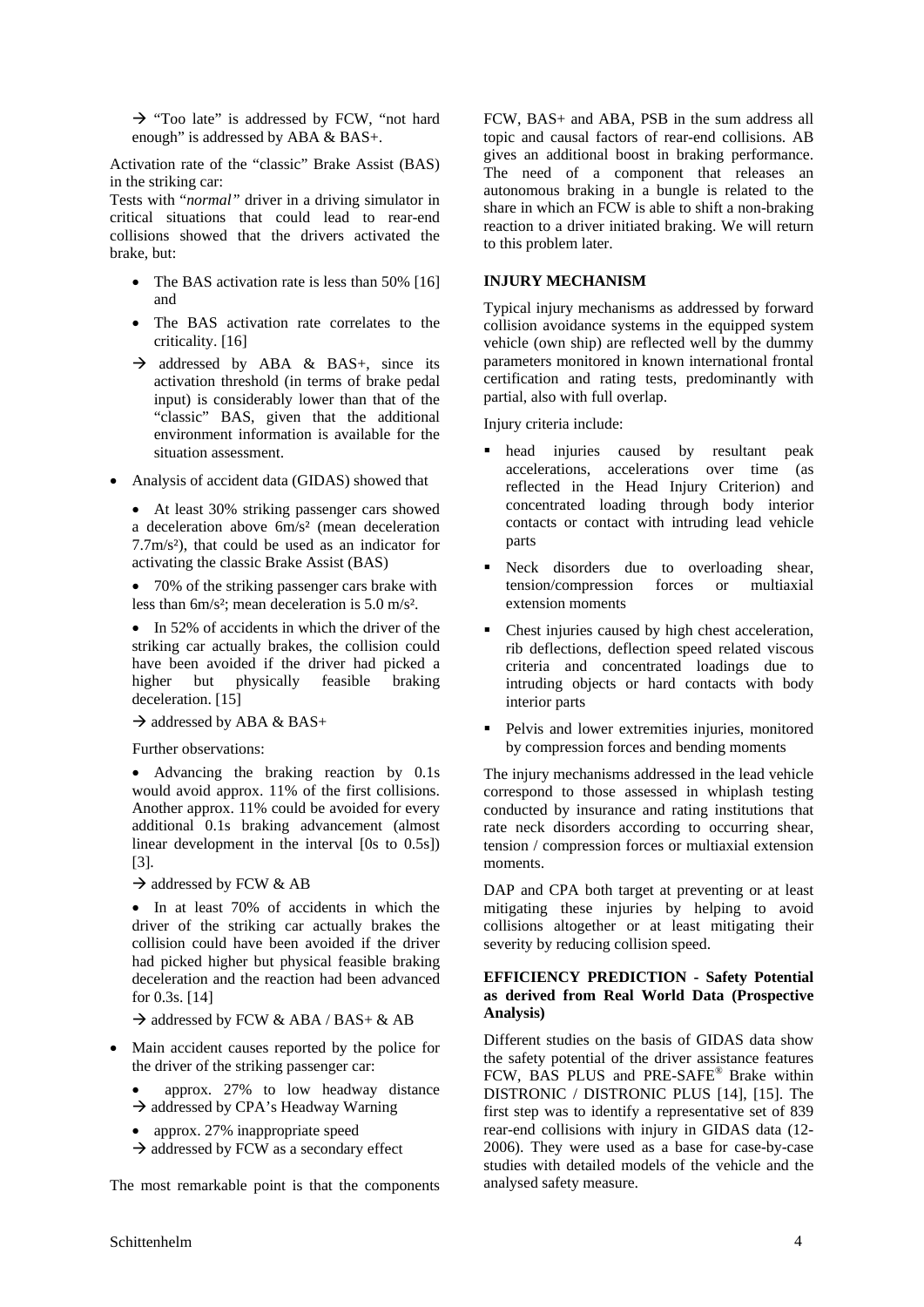→ "Too late" is addressed by FCW, "not hard enough" is addressed by ABA & BAS+.

Activation rate of the "classic" Brake Assist (BAS) in the striking car:

Tests with "*normal"* driver in a driving simulator in critical situations that could lead to rear-end collisions showed that the drivers activated the brake, but:

- The BAS activation rate is less than 50% [16] and
- The BAS activation rate correlates to the criticality. [16]
- → addressed by ABA & BAS+, since its activation threshold (in terms of brake pedal input) is considerably lower than that of the "classic" BAS, given that the additional environment information is available for the situation assessment.

- Analysis of accident data (GIDAS) showed that
    - At least 30% striking passenger cars showed a deceleration above 6m/s² (mean deceleration 7.7m/s²), that could be used as an indicator for activating the classic Brake Assist (BAS)
    - 70% of the striking passenger cars brake with less than 6m/s²; mean deceleration is 5.0 m/s².
    - In 52% of accidents in which the driver of the striking car actually brakes, the collision could have been avoided if the driver had picked a higher but physically feasible braking deceleration. [15]

    → addressed by ABA & BAS+

    Further observations:

    - Advancing the braking reaction by 0.1s would avoid approx. 11% of the first collisions. Another approx. 11% could be avoided for every additional 0.1s braking advancement (almost linear development in the interval [0s to 0.5s]) [3].

    → addressed by FCW & AB

    - In at least 70% of accidents in which the driver of the striking car actually brakes the collision could have been avoided if the driver had picked higher but physical feasible braking deceleration and the reaction had been advanced for 0.3s. [14]

    → addressed by FCW & ABA / BAS+ & AB

- Main accident causes reported by the police for the driver of the striking passenger car:
    - approx. 27% to low headway distance → addressed by CPA's Headway Warning
    - approx. 27% inappropriate speed → addressed by FCW as a secondary effect

The most remarkable point is that the components FCW, BAS+ and ABA, PSB in the sum address all topic and causal factors of rear-end collisions. AB gives an additional boost in braking performance. The need of a component that releases an autonomous braking in a bungle is related to the share in which an FCW is able to shift a non-braking reaction to a driver initiated braking. We will return to this problem later.

## INJURY MECHANISM

Typical injury mechanisms as addressed by forward collision avoidance systems in the equipped system vehicle (own ship) are reflected well by the dummy parameters monitored in known international frontal certification and rating tests, predominantly with partial, also with full overlap.

Injury criteria include:

- head injuries caused by resultant peak accelerations, accelerations over time (as reflected in the Head Injury Criterion) and concentrated loading through body interior contacts or contact with intruding lead vehicle parts
- Neck disorders due to overloading shear, tension/compression forces or multiaxial extension moments
- Chest injuries caused by high chest acceleration, rib deflections, deflection speed related viscous criteria and concentrated loadings due to intruding objects or hard contacts with body interior parts
- Pelvis and lower extremities injuries, monitored by compression forces and bending moments

The injury mechanisms addressed in the lead vehicle correspond to those assessed in whiplash testing conducted by insurance and rating institutions that rate neck disorders according to occurring shear, tension / compression forces or multiaxial extension moments.

DAP and CPA both target at preventing or at least mitigating these injuries by helping to avoid collisions altogether or at least mitigating their severity by reducing collision speed.

## EFFICIENCY PREDICTION - Safety Potential as derived from Real World Data (Prospective Analysis)

Different studies on the basis of GIDAS data show the safety potential of the driver assistance features FCW, BAS PLUS and PRE-SAFE® Brake within DISTRONIC / DISTRONIC PLUS [14], [15]. The first step was to identify a representative set of 839 rear-end collisions with injury in GIDAS data (12-2006). They were used as a base for case-by-case studies with detailed models of the vehicle and the analysed safety measure.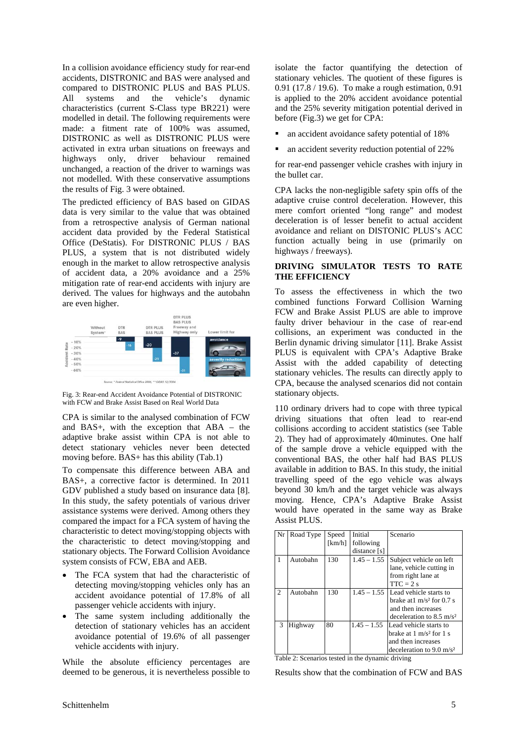In a collision avoidance efficiency study for rear-end accidents, DISTRONIC and BAS were analysed and compared to DISTRONIC PLUS and BAS PLUS. All systems and the vehicle's dynamic characteristics (current S-Class type BR221) were modelled in detail. The following requirements were made: a fitment rate of 100% was assumed, DISTRONIC as well as DISTRONIC PLUS were activated in extra urban situations on freeways and highways only, driver behaviour remained unchanged, a reaction of the driver to warnings was not modelled. With these conservative assumptions the results of Fig. 3 were obtained.

The predicted efficiency of BAS based on GIDAS data is very similar to the value that was obtained from a retrospective analysis of German national accident data provided by the Federal Statistical Office (DeStatis). For DISTRONIC PLUS / BAS PLUS, a system that is not distributed widely enough in the market to allow retrospective analysis of accident data, a 20% avoidance and a 25% mitigation rate of rear-end accidents with injury are derived. The values for highways and the autobahn are even higher.

Without System*
DTR BAS
DTR PLUS BAS PLUS
DTR PLUS BAS PLUS Freeway and Highway only
Lower limit for
Accident Rate
- 10%
- 20%
- 30%
- 40%
- 50%
- 60%
-9
-16
-20
-25
-37
-31
avoidance
severity reduction
Source: * Federal Statistical Office 2006, ** GIDAS 12/2006

Fig. 3: Rear-end Accident Avoidance Potential of DISTRONIC with FCW and Brake Assist Based on Real World Data

CPA is similar to the analysed combination of FCW and BAS+, with the exception that ABA – the adaptive brake assist within CPA is not able to detect stationary vehicles never been detected moving before. BAS+ has this ability (Tab.1)

To compensate this difference between ABA and BAS+, a corrective factor is determined. In 2011 GDV published a study based on insurance data [8]. In this study, the safety potentials of various driver assistance systems were derived. Among others they compared the impact for a FCA system of having the characteristic to detect moving/stopping objects with the characteristic to detect moving/stopping and stationary objects. The Forward Collision Avoidance system consists of FCW, EBA and AEB.

- The FCA system that had the characteristic of detecting moving/stopping vehicles only has an accident avoidance potential of 17.8% of all passenger vehicle accidents with injury.
- The same system including additionally the detection of stationary vehicles has an accident avoidance potential of 19.6% of all passenger vehicle accidents with injury.

While the absolute efficiency percentages are deemed to be generous, it is nevertheless possible to isolate the factor quantifying the detection of stationary vehicles. The quotient of these figures is 0.91 (17.8 / 19.6). To make a rough estimation, 0.91 is applied to the 20% accident avoidance potential and the 25% severity mitigation potential derived in before (Fig.3) we get for CPA:

- an accident avoidance safety potential of 18%
- an accident severity reduction potential of 22%

for rear-end passenger vehicle crashes with injury in the bullet car.

CPA lacks the non-negligible safety spin offs of the adaptive cruise control deceleration. However, this mere comfort oriented "long range" and modest deceleration is of lesser benefit to actual accident avoidance and reliant on DISTONIC PLUS's ACC function actually being in use (primarily on highways / freeways).

## DRIVING SIMULATOR TESTS TO RATE THE EFFICIENCY

To assess the effectiveness in which the two combined functions Forward Collision Warning FCW and Brake Assist PLUS are able to improve faulty driver behaviour in the case of rear-end collisions, an experiment was conducted in the Berlin dynamic driving simulator [11]. Brake Assist PLUS is equivalent with CPA's Adaptive Brake Assist with the added capability of detecting stationary vehicles. The results can directly apply to CPA, because the analysed scenarios did not contain stationary objects.

110 ordinary drivers had to cope with three typical driving situations that often lead to rear-end collisions according to accident statistics (see Table 2). They had of approximately 40minutes. One half of the sample drove a vehicle equipped with the conventional BAS, the other half had BAS PLUS available in addition to BAS. In this study, the initial travelling speed of the ego vehicle was always beyond 30 km/h and the target vehicle was always moving. Hence, CPA's Adaptive Brake Assist would have operated in the same way as Brake Assist PLUS.

| Nr | Road Type | Speed [km/h] | Initial following distance [s] | Scenario |
|---|---|---|---|---|
| 1 | Autobahn | 130 | 1.45 – 1.55 | Subject vehicle on left lane, vehicle cutting in from right lane at TTC = 2 s |
| 2 | Autobahn | 130 | 1.45 – 1.55 | Lead vehicle starts to brake at1 m/s² for 0.7 s and then increases deceleration to 8.5 m/s² |
| 3 | Highway | 80 | 1.45 – 1.55 | Lead vehicle starts to brake at 1 m/s² for 1 s and then increases deceleration to 9.0 m/s² |

Table 2: Scenarios tested in the dynamic driving

Results show that the combination of FCW and BAS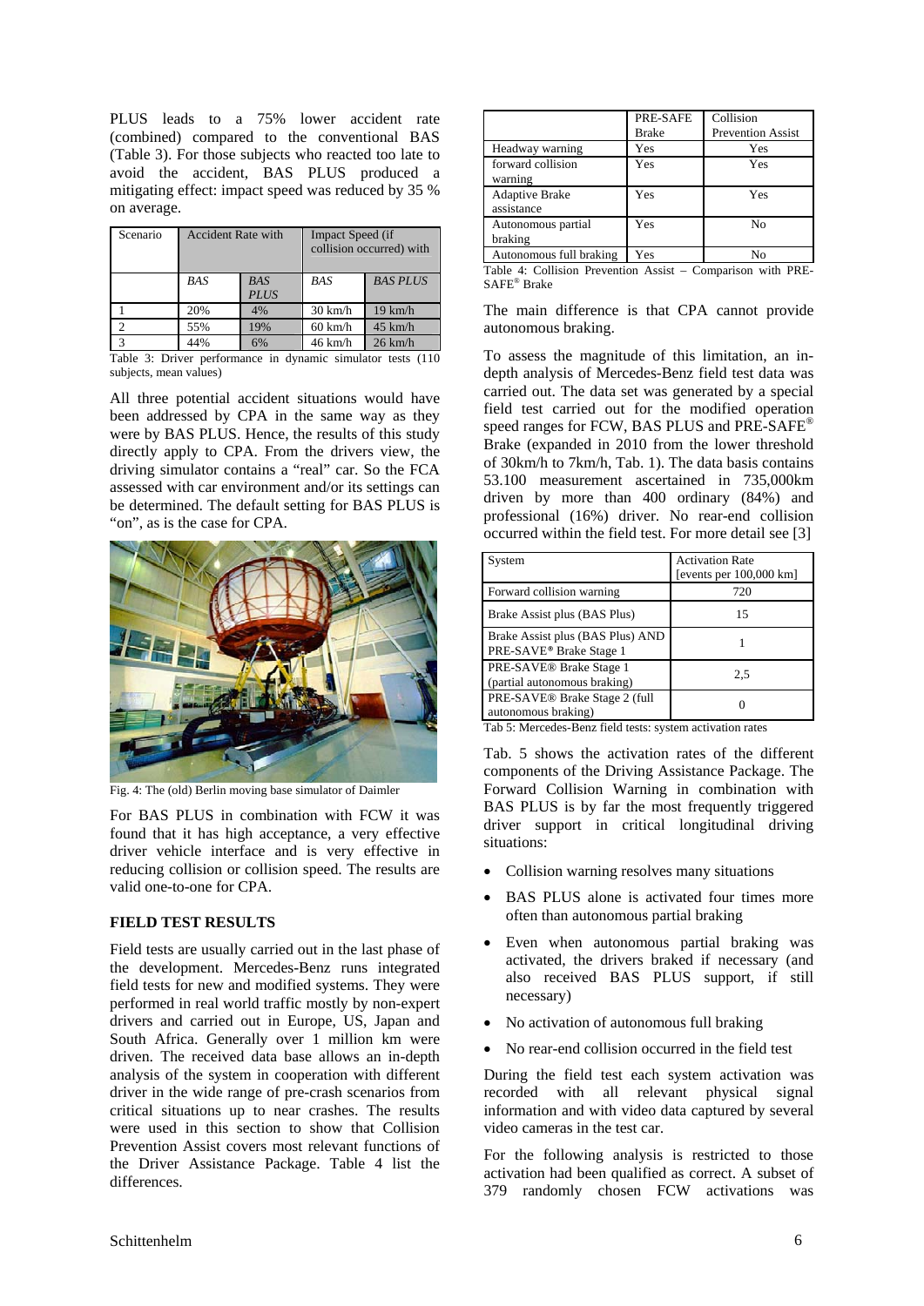PLUS leads to a 75% lower accident rate (combined) compared to the conventional BAS (Table 3). For those subjects who reacted too late to avoid the accident, BAS PLUS produced a mitigating effect: impact speed was reduced by 35 % on average.

| Scenario | Accident Rate with | | Impact Speed (if collision occurred) with | |
|---|---|---|---|---|
| | *BAS* | *BAS PLUS* | *BAS* | *BAS PLUS* |
| 1 | 20% | 4% | 30 km/h | 19 km/h |
| 2 | 55% | 19% | 60 km/h | 45 km/h |
| 3 | 44% | 6% | 46 km/h | 26 km/h |

Table 3: Driver performance in dynamic simulator tests (110 subjects, mean values)

All three potential accident situations would have been addressed by CPA in the same way as they were by BAS PLUS. Hence, the results of this study directly apply to CPA. From the drivers view, the driving simulator contains a "real" car. So the FCA assessed with car environment and/or its settings can be determined. The default setting for BAS PLUS is "on", as is the case for CPA.

Fig. 4: The (old) Berlin moving base simulator of Daimler

For BAS PLUS in combination with FCW it was found that it has high acceptance, a very effective driver vehicle interface and is very effective in reducing collision or collision speed. The results are valid one-to-one for CPA.

**FIELD TEST RESULTS**

Field tests are usually carried out in the last phase of the development. Mercedes-Benz runs integrated field tests for new and modified systems. They were performed in real world traffic mostly by non-expert drivers and carried out in Europe, US, Japan and South Africa. Generally over 1 million km were driven. The received data base allows an in-depth analysis of the system in cooperation with different driver in the wide range of pre-crash scenarios from critical situations up to near crashes. The results were used in this section to show that Collision Prevention Assist covers most relevant functions of the Driver Assistance Package. Table 4 list the differences.

| | PRE-SAFE Brake | Collision Prevention Assist |
|---|---|---|
| Headway warning | Yes | Yes |
| forward collision warning | Yes | Yes |
| Adaptive Brake assistance | Yes | Yes |
| Autonomous partial braking | Yes | No |
| Autonomous full braking | Yes | No |

Table 4: Collision Prevention Assist – Comparison with PRE-SAFE® Brake

The main difference is that CPA cannot provide autonomous braking.

To assess the magnitude of this limitation, an in-depth analysis of Mercedes-Benz field test data was carried out. The data set was generated by a special field test carried out for the modified operation speed ranges for FCW, BAS PLUS and PRE-SAFE® Brake (expanded in 2010 from the lower threshold of 30km/h to 7km/h, Tab. 1). The data basis contains 53.100 measurement ascertained in 735,000km driven by more than 400 ordinary (84%) and professional (16%) driver. No rear-end collision occurred within the field test. For more detail see [3]

| System | Activation Rate [events per 100,000 km] |
|---|---|
| Forward collision warning | 720 |
| Brake Assist plus (BAS Plus) | 15 |
| Brake Assist plus (BAS Plus) AND PRE-SAVE® Brake Stage 1 | 1 |
| PRE-SAVE® Brake Stage 1 (partial autonomous braking) | 2,5 |
| PRE-SAVE® Brake Stage 2 (full autonomous braking) | 0 |

Tab 5: Mercedes-Benz field tests: system activation rates

Tab. 5 shows the activation rates of the different components of the Driving Assistance Package. The Forward Collision Warning in combination with BAS PLUS is by far the most frequently triggered driver support in critical longitudinal driving situations:

- Collision warning resolves many situations
- BAS PLUS alone is activated four times more often than autonomous partial braking
- Even when autonomous partial braking was activated, the drivers braked if necessary (and also received BAS PLUS support, if still necessary)
- No activation of autonomous full braking
- No rear-end collision occurred in the field test

During the field test each system activation was recorded with all relevant physical signal information and with video data captured by several video cameras in the test car.

For the following analysis is restricted to those activation had been qualified as correct. A subset of 379 randomly chosen FCW activations was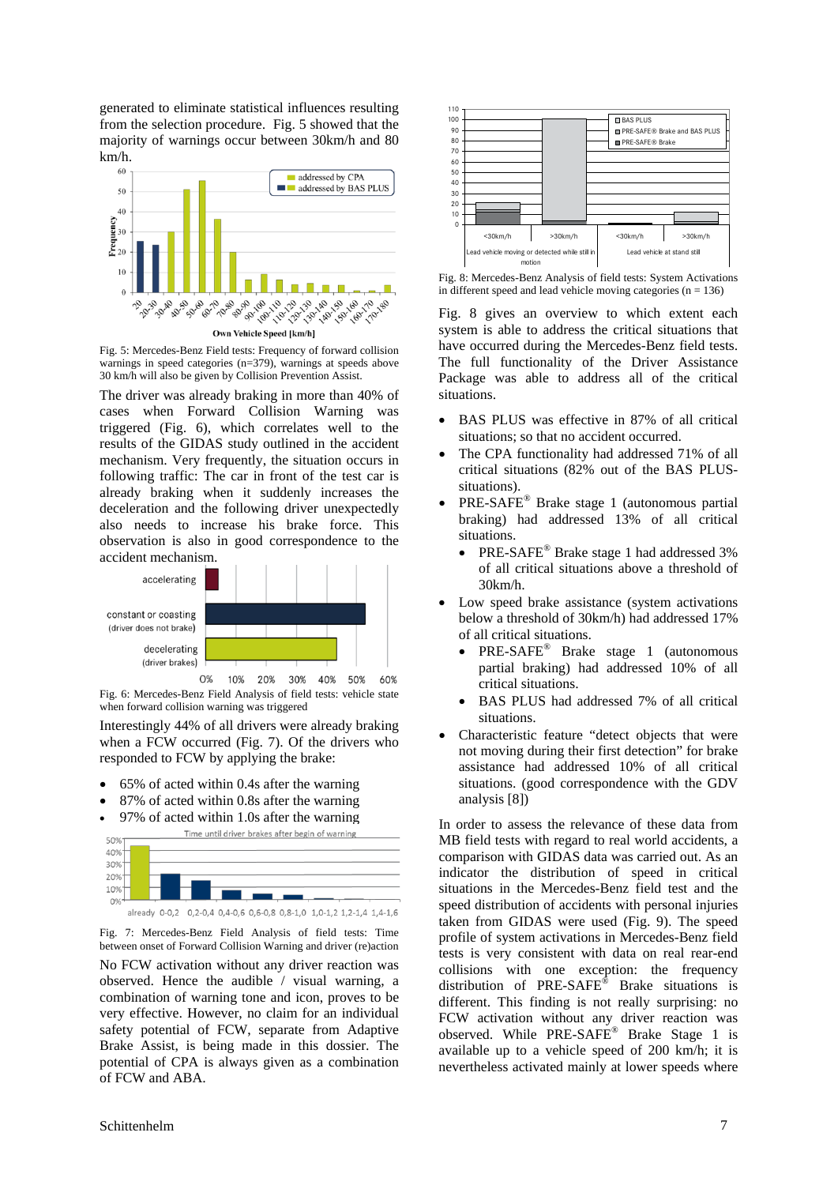generated to eliminate statistical influences resulting from the selection procedure. Fig. 5 showed that the majority of warnings occur between 30km/h and 80 km/h.

Fig. 5: Mercedes-Benz Field tests: Frequency of forward collision warnings in speed categories (n=379), warnings at speeds above 30 km/h will also be given by Collision Prevention Assist.

The driver was already braking in more than 40% of cases when Forward Collision Warning was triggered (Fig. 6), which correlates well to the results of the GIDAS study outlined in the accident mechanism. Very frequently, the situation occurs in following traffic: The car in front of the test car is already braking when it suddenly increases the deceleration and the following driver unexpectedly also needs to increase his brake force. This observation is also in good correspondence to the accident mechanism.

Fig. 6: Mercedes-Benz Field Analysis of field tests: vehicle state when forward collision warning was triggered

Interestingly 44% of all drivers were already braking when a FCW occurred (Fig. 7). Of the drivers who responded to FCW by applying the brake:

- 65% of acted within 0.4s after the warning
- 87% of acted within 0.8s after the warning
- 97% of acted within 1.0s after the warning

Fig. 7: Mercedes-Benz Field Analysis of field tests: Time between onset of Forward Collision Warning and driver (re)action

No FCW activation without any driver reaction was observed. Hence the audible / visual warning, a combination of warning tone and icon, proves to be very effective. However, no claim for an individual safety potential of FCW, separate from Adaptive Brake Assist, is being made in this dossier. The potential of CPA is always given as a combination of FCW and ABA.

Fig. 8: Mercedes-Benz Analysis of field tests: System Activations in different speed and lead vehicle moving categories (n = 136)

Fig. 8 gives an overview to which extent each system is able to address the critical situations that have occurred during the Mercedes-Benz field tests. The full functionality of the Driver Assistance Package was able to address all of the critical situations.

- BAS PLUS was effective in 87% of all critical situations; so that no accident occurred.
- The CPA functionality had addressed 71% of all critical situations (82% out of the BAS PLUS-situations).
- PRE-SAFE® Brake stage 1 (autonomous partial braking) had addressed 13% of all critical situations.
  - PRE-SAFE® Brake stage 1 had addressed 3% of all critical situations above a threshold of 30km/h.
- Low speed brake assistance (system activations below a threshold of 30km/h) had addressed 17% of all critical situations.
  - PRE-SAFE® Brake stage 1 (autonomous partial braking) had addressed 10% of all critical situations.
  - BAS PLUS had addressed 7% of all critical situations.
- Characteristic feature "detect objects that were not moving during their first detection" for brake assistance had addressed 10% of all critical situations. (good correspondence with the GDV analysis [8])

In order to assess the relevance of these data from MB field tests with regard to real world accidents, a comparison with GIDAS data was carried out. As an indicator the distribution of speed in critical situations in the Mercedes-Benz field test and the speed distribution of accidents with personal injuries taken from GIDAS were used (Fig. 9). The speed profile of system activations in Mercedes-Benz field tests is very consistent with data on real rear-end collisions with one exception: the frequency distribution of PRE-SAFE® Brake situations is different. This finding is not really surprising: no FCW activation without any driver reaction was observed. While PRE-SAFE® Brake Stage 1 is available up to a vehicle speed of 200 km/h; it is nevertheless activated mainly at lower speeds where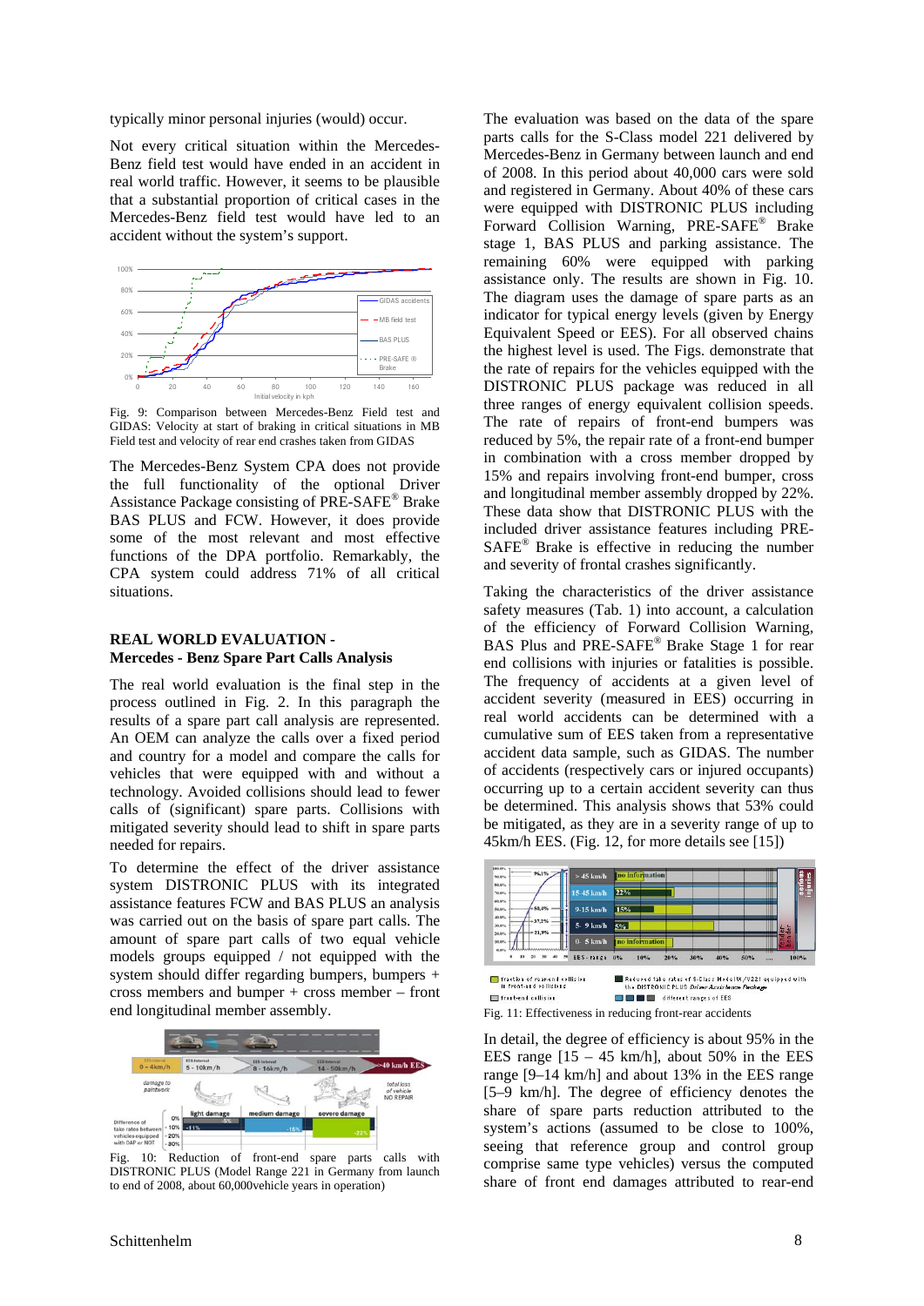typically minor personal injuries (would) occur.

Not every critical situation within the Mercedes-Benz field test would have ended in an accident in real world traffic. However, it seems to be plausible that a substantial proportion of critical cases in the Mercedes-Benz field test would have led to an accident without the system's support.

100%
80%
60%
40%
20%
0%
0 20 40 60 80 100 120 140 160
Initial velocity in kph
GIDAS accidents
MB field test
BAS PLUS
PRE-SAFE ® Brake

Fig. 9: Comparison between Mercedes-Benz Field test and GIDAS: Velocity at start of braking in critical situations in MB Field test and velocity of rear end crashes taken from GIDAS

The Mercedes-Benz System CPA does not provide the full functionality of the optional Driver Assistance Package consisting of PRE-SAFE® Brake BAS PLUS and FCW. However, it does provide some of the most relevant and most effective functions of the DPA portfolio. Remarkably, the CPA system could address 71% of all critical situations.

## REAL WORLD EVALUATION - Mercedes - Benz Spare Part Calls Analysis

The real world evaluation is the final step in the process outlined in Fig. 2. In this paragraph the results of a spare part call analysis are represented. An OEM can analyze the calls over a fixed period and country for a model and compare the calls for vehicles that were equipped with and without a technology. Avoided collisions should lead to fewer calls of (significant) spare parts. Collisions with mitigated severity should lead to shift in spare parts needed for repairs.

To determine the effect of the driver assistance system DISTRONIC PLUS with its integrated assistance features FCW and BAS PLUS an analysis was carried out on the basis of spare part calls. The amount of spare part calls of two equal vehicle models groups equipped / not equipped with the system should differ regarding bumpers, bumpers + cross members and bumper + cross member – front end longitudinal member assembly.

EES-Intervall 0 - 4km/h
EES-Intervall 5 - 10km/h
EES-Intervall 8 - 16km/h
EES-Intervall 14 - 50km/h
>40 km/h EES
damage to paintwork
total loss of vehicle NO REPAIR
light damage
medium damage
severe damage
Difference of take rates between vehicles equipped with DAP or NOT
0%
-10%
-20%
-30%
-5%
-11%
-15%
-22%

Fig. 10: Reduction of front-end spare parts calls with DISTRONIC PLUS (Model Range 221 in Germany from launch to end of 2008, about 60,000vehicle years in operation)

The evaluation was based on the data of the spare parts calls for the S-Class model 221 delivered by Mercedes-Benz in Germany between launch and end of 2008. In this period about 40,000 cars were sold and registered in Germany. About 40% of these cars were equipped with DISTRONIC PLUS including Forward Collision Warning, PRE-SAFE® Brake stage 1, BAS PLUS and parking assistance. The remaining 60% were equipped with parking assistance only. The results are shown in Fig. 10. The diagram uses the damage of spare parts as an indicator for typical energy levels (given by Energy Equivalent Speed or EES). For all observed chains the highest level is used. The Figs. demonstrate that the rate of repairs for the vehicles equipped with the DISTRONIC PLUS package was reduced in all three ranges of energy equivalent collision speeds. The rate of repairs of front-end bumpers was reduced by 5%, the repair rate of a front-end bumper in combination with a cross member dropped by 15% and repairs involving front-end bumper, cross and longitudinal member assembly dropped by 22%. These data show that DISTRONIC PLUS with the included driver assistance features including PRE-SAFE® Brake is effective in reducing the number and severity of frontal crashes significantly.

Taking the characteristics of the driver assistance safety measures (Tab. 1) into account, a calculation of the efficiency of Forward Collision Warning, BAS Plus and PRE-SAFE® Brake Stage 1 for rear end collisions with injuries or fatalities is possible. The frequency of accidents at a given level of accident severity (measured in EES) occurring in real world accidents can be determined with a cumulative sum of EES taken from a representative accident data sample, such as GIDAS. The number of accidents (respectively cars or injured occupants) occurring up to a certain accident severity can thus be determined. This analysis shows that 53% could be mitigated, as they are in a severity range of up to 45km/h EES. (Fig. 12, for more details see [15])

96,1%
58,6%
37,2%
21,9%
> 45 km/h
15-45 km/h
9-15 km/h
5- 9 km/h
0- 5 km/h
no information
22%
15%
5%
no information
EES - range 0% 10% 20% 30% 40% 50% ... 100%
serious injuries
minor injuries
fraction of rear-end collisions in front-end collisions
front-end collision
Reduced take rates of S-Class Model W/V221 equipped with the DISTRONIC PLUS Driver Assistance Package
different ranges of EES

Fig. 11: Effectiveness in reducing front-rear accidents

In detail, the degree of efficiency is about 95% in the EES range [15 – 45 km/h], about 50% in the EES range [9–14 km/h] and about 13% in the EES range [5–9 km/h]. The degree of efficiency denotes the share of spare parts reduction attributed to the system's actions (assumed to be close to 100%, seeing that reference group and control group comprise same type vehicles) versus the computed share of front end damages attributed to rear-end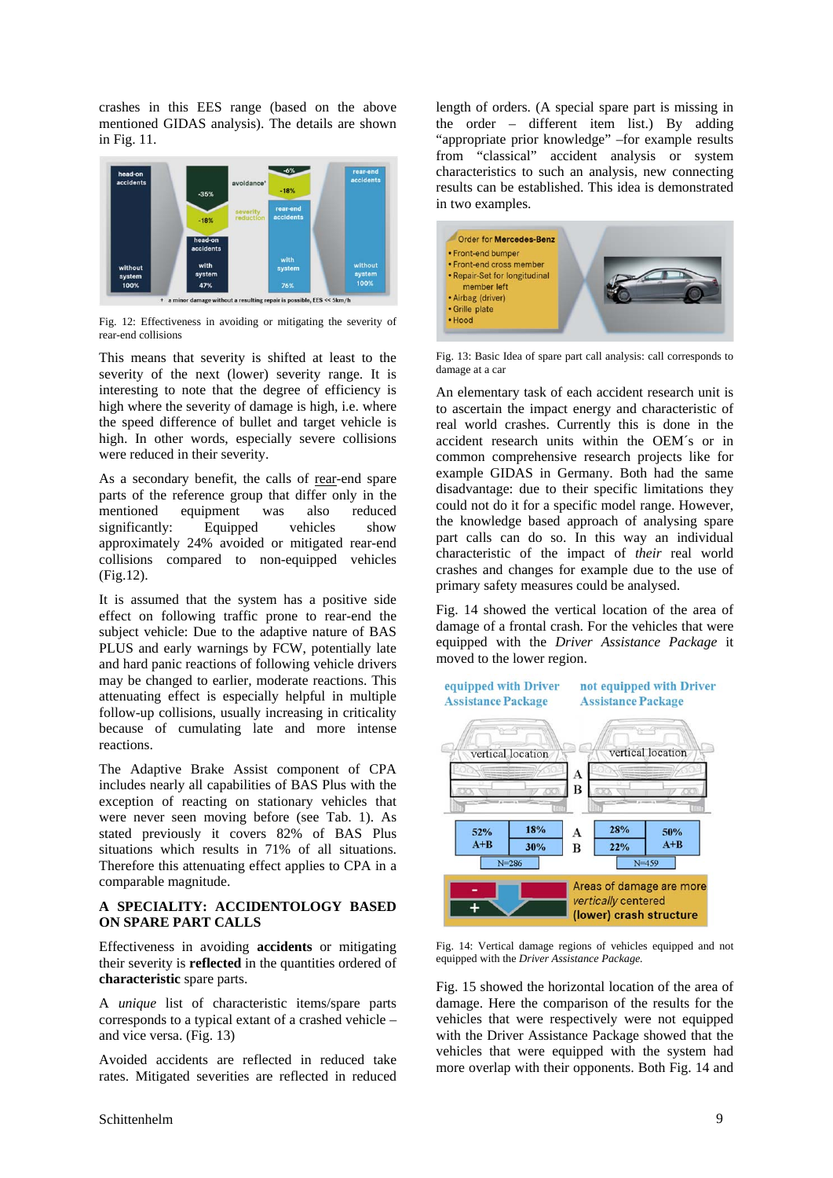crashes in this EES range (based on the above mentioned GIDAS analysis). The details are shown in Fig. 11.

head-on accidents
without system 100%
-35%
-18%
head-on accidents
with system 47%
avoidance+
severity reduction
-6%
-18%
rear-end accidents
with system 76%
rear-end accidents
without system 100%
+ a minor damage without a resulting repair is possible, EES << 5km/h

Fig. 12: Effectiveness in avoiding or mitigating the severity of rear-end collisions

This means that severity is shifted at least to the severity of the next (lower) severity range. It is interesting to note that the degree of efficiency is high where the severity of damage is high, i.e. where the speed difference of bullet and target vehicle is high. In other words, especially severe collisions were reduced in their severity.

As a secondary benefit, the calls of rear-end spare parts of the reference group that differ only in the mentioned equipment was also reduced significantly: Equipped vehicles show approximately 24% avoided or mitigated rear-end collisions compared to non-equipped vehicles (Fig.12).

It is assumed that the system has a positive side effect on following traffic prone to rear-end the subject vehicle: Due to the adaptive nature of BAS PLUS and early warnings by FCW, potentially late and hard panic reactions of following vehicle drivers may be changed to earlier, moderate reactions. This attenuating effect is especially helpful in multiple follow-up collisions, usually increasing in criticality because of cumulating late and more intense reactions.

The Adaptive Brake Assist component of CPA includes nearly all capabilities of BAS Plus with the exception of reacting on stationary vehicles that were never seen moving before (see Tab. 1). As stated previously it covers 82% of BAS Plus situations which results in 71% of all situations. Therefore this attenuating effect applies to CPA in a comparable magnitude.

## A SPECIALITY: ACCIDENTOLOGY BASED ON SPARE PART CALLS

Effectiveness in avoiding **accidents** or mitigating their severity is **reflected** in the quantities ordered of **characteristic** spare parts.

A *unique* list of characteristic items/spare parts corresponds to a typical extant of a crashed vehicle – and vice versa. (Fig. 13)

Avoided accidents are reflected in reduced take rates. Mitigated severities are reflected in reduced length of orders. (A special spare part is missing in the order – different item list.) By adding "appropriate prior knowledge" –for example results from "classical" accident analysis or system characteristics to such an analysis, new connecting results can be established. This idea is demonstrated in two examples.

Order for **Mercedes-Benz**
- Front-end bumper
- Front-end cross member
- Repair-Set for longitudinal member left
- Airbag (driver)
- Grille plate
- Hood

Fig. 13: Basic Idea of spare part call analysis: call corresponds to damage at a car

An elementary task of each accident research unit is to ascertain the impact energy and characteristic of real world crashes. Currently this is done in the accident research units within the OEM´s or in common comprehensive research projects like for example GIDAS in Germany. Both had the same disadvantage: due to their specific limitations they could not do it for a specific model range. However, the knowledge based approach of analysing spare part calls can do so. In this way an individual characteristic of the impact of *their* real world crashes and changes for example due to the use of primary safety measures could be analysed.

Fig. 14 showed the vertical location of the area of damage of a frontal crash. For the vehicles that were equipped with the *Driver Assistance Package* it moved to the lower region.

equipped with Driver Assistance Package
not equipped with Driver Assistance Package
vertical location
vertical location
A
B
52% A+B
18%
30%
A
B
28%
22%
50% A+B
N=286
N=459
-
+
Areas of damage are more *vertically* centered (lower) crash structure

Fig. 14: Vertical damage regions of vehicles equipped and not equipped with the *Driver Assistance Package.*

Fig. 15 showed the horizontal location of the area of damage. Here the comparison of the results for the vehicles that were respectively were not equipped with the Driver Assistance Package showed that the vehicles that were equipped with the system had more overlap with their opponents. Both Fig. 14 and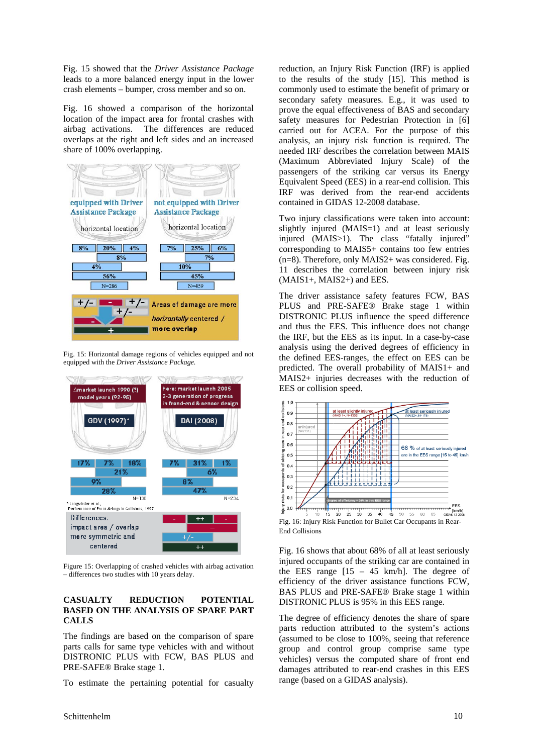Fig. 15 showed that the *Driver Assistance Package* leads to a more balanced energy input in the lower crash elements – bumper, cross member and so on.

Fig. 16 showed a comparison of the horizontal location of the impact area for frontal crashes with airbag activations. The differences are reduced overlaps at the right and left sides and an increased share of 100% overlapping.

equipped with Driver Assistance Package

horizontal location

8% 20% 4%

8%

4%

56%

N=286

not equipped with Driver Assistance Package

horizontal location

7% 25% 6%

7%

10%

45%

N=459

+/- - +/-

+/-

-

+

Areas of damage are more *horizontally* centered / more overlap

Fig. 15: Horizontal damage regions of vehicles equipped and not equipped with the *Driver Assistance Package.*

△market launch 1990 (?) model years (92-95)

GDV (1997)*

17% 7% 18%

21%

9%

28%

N=136

here: market launch 2005 2-3 generation of progress in frond-end & sensor design

DAI (2008)

7% 31% 1%

6%

8%

47%

N=234

* Langwieder et al., Performance of Front Airbags in Collisions, 1997

Differences: impact area / overlap more symmetric and centered

- ++ -

-

+/-

++

Figure 15: Overlapping of crashed vehicles with airbag activation – differences two studies with 10 years delay.

## CASUALTY REDUCTION POTENTIAL BASED ON THE ANALYSIS OF SPARE PART CALLS

The findings are based on the comparison of spare parts calls for same type vehicles with and without DISTRONIC PLUS with FCW, BAS PLUS and PRE-SAFE® Brake stage 1.

To estimate the pertaining potential for casualty reduction, an Injury Risk Function (IRF) is applied to the results of the study [15]. This method is commonly used to estimate the benefit of primary or secondary safety measures. E.g., it was used to prove the equal effectiveness of BAS and secondary safety measures for Pedestrian Protection in [6] carried out for ACEA. For the purpose of this analysis, an injury risk function is required. The needed IRF describes the correlation between MAIS (Maximum Abbreviated Injury Scale) of the passengers of the striking car versus its Energy Equivalent Speed (EES) in a rear-end collision. This IRF was derived from the rear-end accidents contained in GIDAS 12-2008 database.

Two injury classifications were taken into account: slightly injured (MAIS=1) and at least seriously injured (MAIS>1). The class "fatally injured" corresponding to MAIS5+ contains too few entries (n=8). Therefore, only MAIS2+ was considered. Fig. 11 describes the correlation between injury risk (MAIS1+, MAIS2+) and EES.

The driver assistance safety features FCW, BAS PLUS and PRE-SAFE® Brake stage 1 within DISTRONIC PLUS influence the speed difference and thus the EES. This influence does not change the IRF, but the EES as its input. In a case-by-case analysis using the derived degrees of efficiency in the defined EES-ranges, the effect on EES can be predicted. The overall probability of MAIS1+ and MAIS2+ injuries decreases with the reduction of EES or collision speed.

injury risks for occupants of striking cars in rear end collisions

1,0
0,9
0,8
0,7
0,6
0,5
0,4
0,3
0,2
0,1
0,0

at least slightly injured (MAIS 1+; N=1308)

at least seriously injured (MAIS2+; N=178)

uninjured (N=2131)

68 % of at least seriously injured are in the EES range [15 to 45] km/h

degree of efficiency ≈ 95% in this EES range

5 10 15 20 25 30 35 40 45 50 55 60 65

EES [km/h]

GIDAS 12-2008

Fig. 16: Injury Risk Function for Bullet Car Occupants in Rear-End Collisions

Fig. 16 shows that about 68% of all at least seriously injured occupants of the striking car are contained in the EES range [15 – 45 km/h]. The degree of efficiency of the driver assistance functions FCW, BAS PLUS and PRE-SAFE® Brake stage 1 within DISTRONIC PLUS is 95% in this EES range.

The degree of efficiency denotes the share of spare parts reduction attributed to the system's actions (assumed to be close to 100%, seeing that reference group and control group comprise same type vehicles) versus the computed share of front end damages attributed to rear-end crashes in this EES range (based on a GIDAS analysis).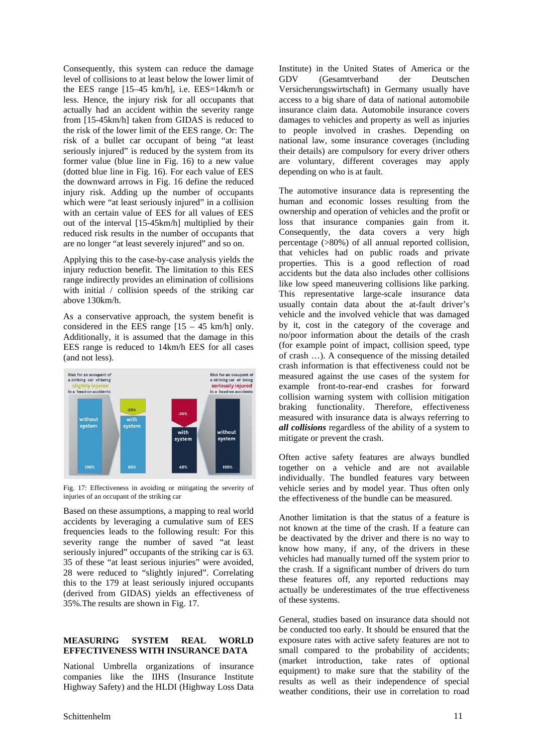Consequently, this system can reduce the damage level of collisions to at least below the lower limit of the EES range [15–45 km/h], i.e. EES=14km/h or less. Hence, the injury risk for all occupants that actually had an accident within the severity range from [15-45km/h] taken from GIDAS is reduced to the risk of the lower limit of the EES range. Or: The risk of a bullet car occupant of being "at least seriously injured" is reduced by the system from its former value (blue line in Fig. 16) to a new value (dotted blue line in Fig. 16). For each value of EES the downward arrows in Fig. 16 define the reduced injury risk. Adding up the number of occupants which were "at least seriously injured" in a collision with an certain value of EES for all values of EES out of the interval [15-45km/h] multiplied by their reduced risk results in the number of occupants that are no longer "at least severely injured" and so on.

Applying this to the case-by-case analysis yields the injury reduction benefit. The limitation to this EES range indirectly provides an elimination of collisions with initial / collision speeds of the striking car above 130km/h.

As a conservative approach, the system benefit is considered in the EES range [15 – 45 km/h] only. Additionally, it is assumed that the damage in this EES range is reduced to 14km/h EES for all cases (and not less).

Risk for an occupant of a striking car of being slightly injured in a head-on accidents

Risk for an occupant of a striking car of being seriously injured in a head-on accidents

without system
100%

with system
-20%
80%

with system
-35%
65%

without system
100%

Fig. 17: Effectiveness in avoiding or mitigating the severity of injuries of an occupant of the striking car

Based on these assumptions, a mapping to real world accidents by leveraging a cumulative sum of EES frequencies leads to the following result: For this severity range the number of saved "at least seriously injured" occupants of the striking car is 63. 35 of these "at least serious injuries" were avoided, 28 were reduced to "slightly injured". Correlating this to the 179 at least seriously injured occupants (derived from GIDAS) yields an effectiveness of 35%.The results are shown in Fig. 17.

## MEASURING SYSTEM REAL WORLD EFFECTIVENESS WITH INSURANCE DATA

National Umbrella organizations of insurance companies like the IIHS (Insurance Institute Highway Safety) and the HLDI (Highway Loss Data Institute) in the United States of America or the GDV (Gesamtverband der Deutschen Versicherungswirtschaft) in Germany usually have access to a big share of data of national automobile insurance claim data. Automobile insurance covers damages to vehicles and property as well as injuries to people involved in crashes. Depending on national law, some insurance coverages (including their details) are compulsory for every driver others are voluntary, different coverages may apply depending on who is at fault.

The automotive insurance data is representing the human and economic losses resulting from the ownership and operation of vehicles and the profit or loss that insurance companies gain from it. Consequently, the data covers a very high percentage (>80%) of all annual reported collision, that vehicles had on public roads and private properties. This is a good reflection of road accidents but the data also includes other collisions like low speed maneuvering collisions like parking. This representative large-scale insurance data usually contain data about the at-fault driver's vehicle and the involved vehicle that was damaged by it, cost in the category of the coverage and no/poor information about the details of the crash (for example point of impact, collision speed, type of crash …). A consequence of the missing detailed crash information is that effectiveness could not be measured against the use cases of the system for example front-to-rear-end crashes for forward collision warning system with collision mitigation braking functionality. Therefore, effectiveness measured with insurance data is always referring to ***all collisions*** regardless of the ability of a system to mitigate or prevent the crash.

Often active safety features are always bundled together on a vehicle and are not available individually. The bundled features vary between vehicle series and by model year. Thus often only the effectiveness of the bundle can be measured.

Another limitation is that the status of a feature is not known at the time of the crash. If a feature can be deactivated by the driver and there is no way to know how many, if any, of the drivers in these vehicles had manually turned off the system prior to the crash. If a significant number of drivers do turn these features off, any reported reductions may actually be underestimates of the true effectiveness of these systems.

General, studies based on insurance data should not be conducted too early. It should be ensured that the exposure rates with active safety features are not to small compared to the probability of accidents; (market introduction, take rates of optional equipment) to make sure that the stability of the results as well as their independence of special weather conditions, their use in correlation to road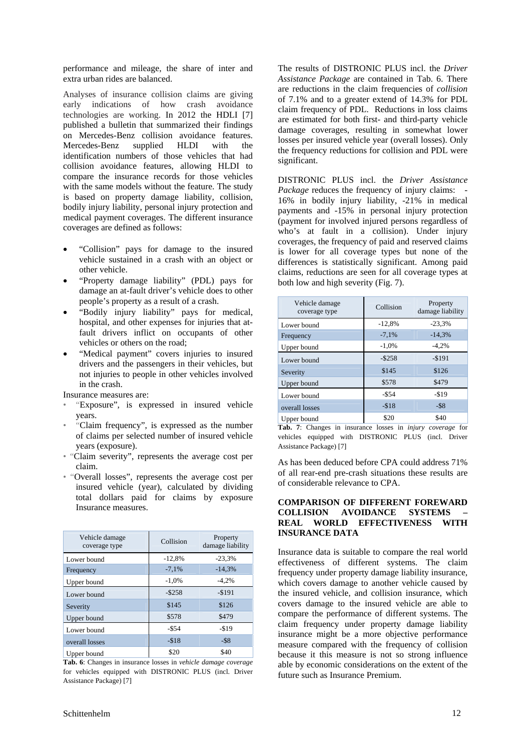performance and mileage, the share of inter and extra urban rides are balanced.

Analyses of insurance collision claims are giving early indications of how crash avoidance technologies are working. In 2012 the HDLI [7] published a bulletin that summarized their findings on Mercedes-Benz collision avoidance features. Mercedes-Benz supplied HLDI with the identification numbers of those vehicles that had collision avoidance features, allowing HLDI to compare the insurance records for those vehicles with the same models without the feature. The study is based on property damage liability, collision, bodily injury liability, personal injury protection and medical payment coverages. The different insurance coverages are defined as follows:

- "Collision" pays for damage to the insured vehicle sustained in a crash with an object or other vehicle.
- "Property damage liability" (PDL) pays for damage an at-fault driver's vehicle does to other people's property as a result of a crash.
- "Bodily injury liability" pays for medical, hospital, and other expenses for injuries that at-fault drivers inflict on occupants of other vehicles or others on the road;
- "Medical payment" covers injuries to insured drivers and the passengers in their vehicles, but not injuries to people in other vehicles involved in the crash.

Insurance measures are:

- "Exposure", is expressed in insured vehicle years.
- "Claim frequency", is expressed as the number of claims per selected number of insured vehicle years (exposure).
- "Claim severity", represents the average cost per claim.
- "Overall losses", represents the average cost per insured vehicle (year), calculated by dividing total dollars paid for claims by exposure Insurance measures.

| Vehicle damage coverage type | Collision | Property damage liability |
|---|---|---|
| Lower bound | -12,8% | -23,3% |
| Frequency | -7,1% | -14,3% |
| Upper bound | -1,0% | -4,2% |
| Lower bound | -$258 | -$191 |
| Severity | $145 | $126 |
| Upper bound | $578 | $479 |
| Lower bound | -$54 | -$19 |
| overall losses | -$18 | -$8 |
| Upper bound | $20 | $40 |

**Tab. 6**: Changes in insurance losses in *vehicle damage coverage* for vehicles equipped with DISTRONIC PLUS (incl. Driver Assistance Package) [7]

The results of DISTRONIC PLUS incl. the *Driver Assistance Package* are contained in Tab. 6. There are reductions in the claim frequencies of *collision* of 7.1% and to a greater extend of 14.3% for PDL claim frequency of PDL. Reductions in loss claims are estimated for both first- and third-party vehicle damage coverages, resulting in somewhat lower losses per insured vehicle year (overall losses). Only the frequency reductions for collision and PDL were significant.

DISTRONIC PLUS incl. the *Driver Assistance Package* reduces the frequency of injury claims: -16% in bodily injury liability, -21% in medical payments and -15% in personal injury protection (payment for involved injured persons regardless of who's at fault in a collision). Under injury coverages, the frequency of paid and reserved claims is lower for all coverage types but none of the differences is statistically significant. Among paid claims, reductions are seen for all coverage types at both low and high severity (Fig. 7).

| Vehicle damage coverage type | Collision | Property damage liability |
|---|---|---|
| Lower bound | -12,8% | -23,3% |
| Frequency | -7,1% | -14,3% |
| Upper bound | -1,0% | -4,2% |
| Lower bound | -$258 | -$191 |
| Severity | $145 | $126 |
| Upper bound | $578 | $479 |
| Lower bound | -$54 | -$19 |
| overall losses | -$18 | -$8 |
| Upper bound | $20 | $40 |

**Tab. 7**: Changes in insurance losses in *injury coverage* for vehicles equipped with DISTRONIC PLUS (incl. Driver Assistance Package) [7]

As has been deduced before CPA could address 71% of all rear-end pre-crash situations these results are of considerable relevance to CPA.

## COMPARISON OF DIFFERENT FOREWARD COLLISION AVOIDANCE SYSTEMS – REAL WORLD EFFECTIVENESS WITH INSURANCE DATA

Insurance data is suitable to compare the real world effectiveness of different systems. The claim frequency under property damage liability insurance, which covers damage to another vehicle caused by the insured vehicle, and collision insurance, which covers damage to the insured vehicle are able to compare the performance of different systems. The claim frequency under property damage liability insurance might be a more objective performance measure compared with the frequency of collision because it this measure is not so strong influence able by economic considerations on the extent of the future such as Insurance Premium.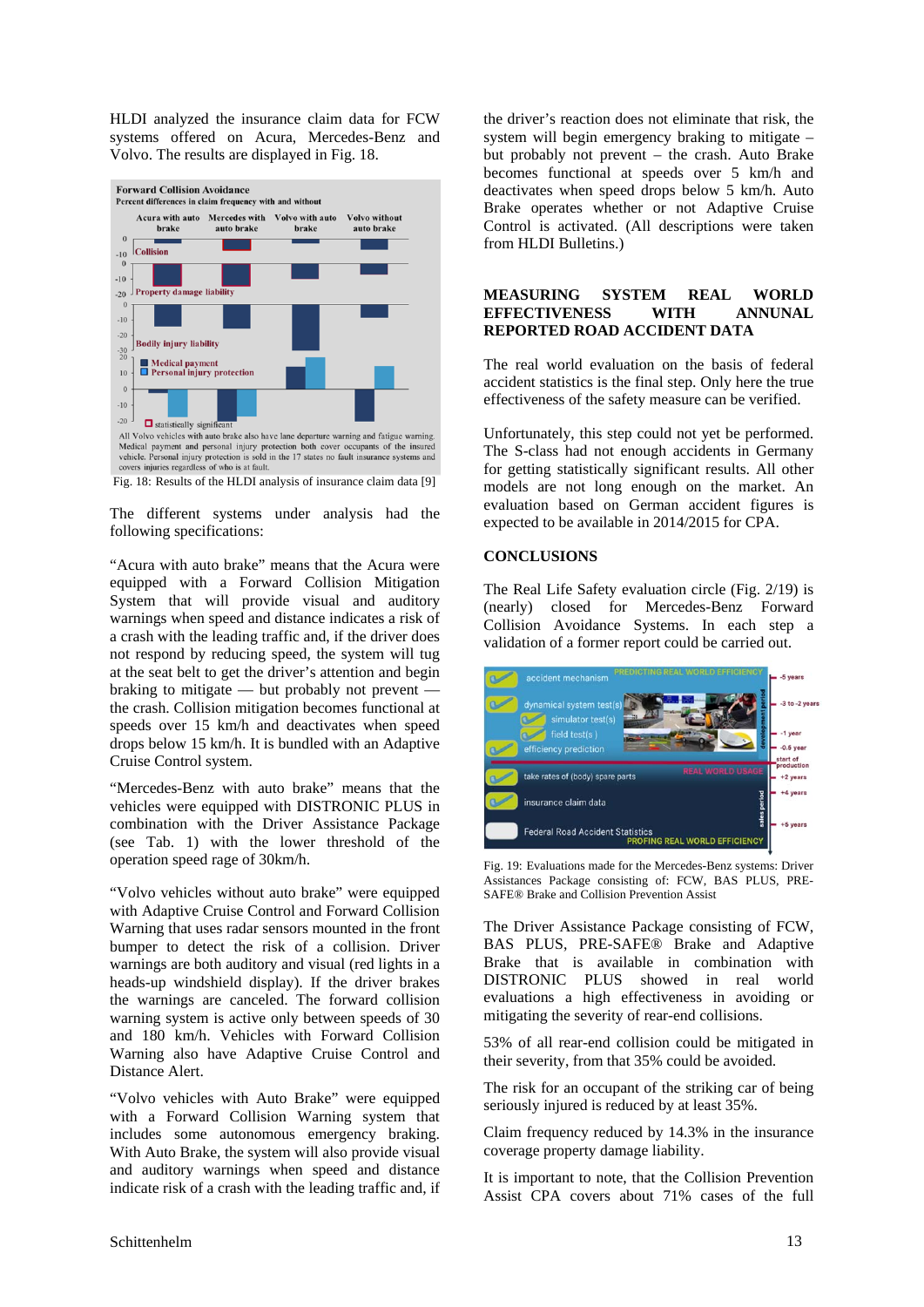HLDI analyzed the insurance claim data for FCW systems offered on Acura, Mercedes-Benz and Volvo. The results are displayed in Fig. 18.

Forward Collision Avoidance
Percent differences in claim frequency with and without

Acura with auto brake
Mercedes with auto brake
Volvo with auto brake
Volvo without auto brake

Collision
Property damage liability
Bodily injury liability
Medical payment
Personal injury protection

0
-10
0
-10
-20
0
-10
-20
-30
20
10
0
-10
-20

statistically significant

All Volvo vehicles with auto brake also have lane departure warning and fatigue warning. Medical payment and personal injury protection both cover occupants of the insured vehicle. Personal injury protection is sold in the 17 states no fault insurance systems and covers injuries regardless of who is at fault.

Fig. 18: Results of the HLDI analysis of insurance claim data [9]

The different systems under analysis had the following specifications:

"Acura with auto brake" means that the Acura were equipped with a Forward Collision Mitigation System that will provide visual and auditory warnings when speed and distance indicates a risk of a crash with the leading traffic and, if the driver does not respond by reducing speed, the system will tug at the seat belt to get the driver's attention and begin braking to mitigate — but probably not prevent — the crash. Collision mitigation becomes functional at speeds over 15 km/h and deactivates when speed drops below 15 km/h. It is bundled with an Adaptive Cruise Control system.

"Mercedes-Benz with auto brake" means that the vehicles were equipped with DISTRONIC PLUS in combination with the Driver Assistance Package (see Tab. 1) with the lower threshold of the operation speed range of 30km/h.

"Volvo vehicles without auto brake" were equipped with Adaptive Cruise Control and Forward Collision Warning that uses radar sensors mounted in the front bumper to detect the risk of a collision. Driver warnings are both auditory and visual (red lights in a heads-up windshield display). If the driver brakes the warnings are canceled. The forward collision warning system is active only between speeds of 30 and 180 km/h. Vehicles with Forward Collision Warning also have Adaptive Cruise Control and Distance Alert.

"Volvo vehicles with Auto Brake" were equipped with a Forward Collision Warning system that includes some autonomous emergency braking. With Auto Brake, the system will also provide visual and auditory warnings when speed and distance indicate risk of a crash with the leading traffic and, if the driver's reaction does not eliminate that risk, the system will begin emergency braking to mitigate – but probably not prevent – the crash. Auto Brake becomes functional at speeds over 5 km/h and deactivates when speed drops below 5 km/h. Auto Brake operates whether or not Adaptive Cruise Control is activated. (All descriptions were taken from HLDI Bulletins.)

## MEASURING SYSTEM REAL WORLD EFFECTIVENESS WITH ANNUAL REPORTED ROAD ACCIDENT DATA

The real world evaluation on the basis of federal accident statistics is the final step. Only here the true effectiveness of the safety measure can be verified.

Unfortunately, this step could not yet be performed. The S-class had not enough accidents in Germany for getting statistically significant results. All other models are not long enough on the market. An evaluation based on German accident figures is expected to be available in 2014/2015 for CPA.

## CONCLUSIONS

The Real Life Safety evaluation circle (Fig. 2/19) is (nearly) closed for Mercedes-Benz Forward Collision Avoidance Systems. In each step a validation of a former report could be carried out.

PREDICTING REAL WORLD EFFICIENCY
accident mechanism
dynamical system test(s)
simulator test(s)
field test(s)
efficiency prediction
REAL WORLD USAGE
take rates of (body) spare parts
insurance claim data
Federal Road Accident Statistics
PROFING REAL WORLD EFFICIENCY
development period
sales period
-5 years
-3 to -2 years
-1 year
-0.5 year
start of production
+2 years
+4 years
+5 years

Fig. 19: Evaluations made for the Mercedes-Benz systems: Driver Assistances Package consisting of: FCW, BAS PLUS, PRE-SAFE® Brake and Collision Prevention Assist

The Driver Assistance Package consisting of FCW, BAS PLUS, PRE-SAFE® Brake and Adaptive Brake that is available in combination with DISTRONIC PLUS showed in real world evaluations a high effectiveness in avoiding or mitigating the severity of rear-end collisions.

53% of all rear-end collision could be mitigated in their severity, from that 35% could be avoided.

The risk for an occupant of the striking car of being seriously injured is reduced by at least 35%.

Claim frequency reduced by 14.3% in the insurance coverage property damage liability.

It is important to note, that the Collision Prevention Assist CPA covers about 71% cases of the full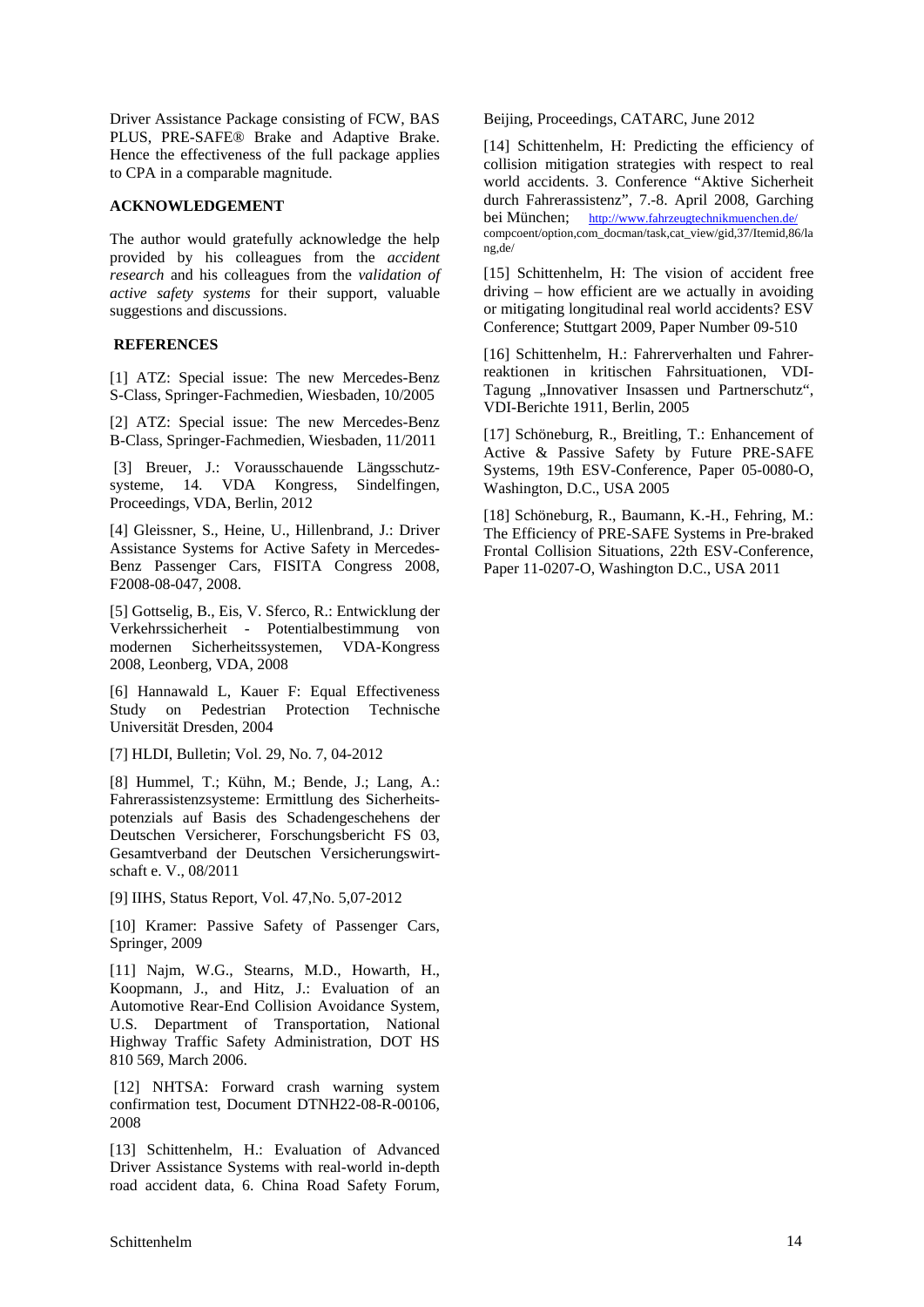Driver Assistance Package consisting of FCW, BAS PLUS, PRE-SAFE® Brake and Adaptive Brake. Hence the effectiveness of the full package applies to CPA in a comparable magnitude.

## ACKNOWLEDGEMENT

The author would gratefully acknowledge the help provided by his colleagues from the *accident research* and his colleagues from the *validation of active safety systems* for their support, valuable suggestions and discussions.

## REFERENCES

[1] ATZ: Special issue: The new Mercedes-Benz S-Class, Springer-Fachmedien, Wiesbaden, 10/2005

[2] ATZ: Special issue: The new Mercedes-Benz B-Class, Springer-Fachmedien, Wiesbaden, 11/2011

[3] Breuer, J.: Vorausschauende Längsschutz-systeme, 14. VDA Kongress, Sindelfingen, Proceedings, VDA, Berlin, 2012

[4] Gleissner, S., Heine, U., Hillenbrand, J.: Driver Assistance Systems for Active Safety in Mercedes-Benz Passenger Cars, FISITA Congress 2008, F2008-08-047, 2008.

[5] Gottselig, B., Eis, V. Sferco, R.: Entwicklung der Verkehrssicherheit - Potentialbestimmung von modernen Sicherheitssystemen, VDA-Kongress 2008, Leonberg, VDA, 2008

[6] Hannawald L, Kauer F: Equal Effectiveness Study on Pedestrian Protection Technische Universität Dresden, 2004

[7] HLDI, Bulletin; Vol. 29, No. 7, 04-2012

[8] Hummel, T.; Kühn, M.; Bende, J.; Lang, A.: Fahrerassistenzsysteme: Ermittlung des Sicherheits-potenzials auf Basis des Schadengeschehens der Deutschen Versicherer, Forschungsbericht FS 03, Gesamtverband der Deutschen Versicherungswirt-schaft e. V., 08/2011

[9] IIHS, Status Report, Vol. 47,No. 5,07-2012

[10] Kramer: Passive Safety of Passenger Cars, Springer, 2009

[11] Najm, W.G., Stearns, M.D., Howarth, H., Koopmann, J., and Hitz, J.: Evaluation of an Automotive Rear-End Collision Avoidance System, U.S. Department of Transportation, National Highway Traffic Safety Administration, DOT HS 810 569, March 2006.

[12] NHTSA: Forward crash warning system confirmation test, Document DTNH22-08-R-00106, 2008

[13] Schittenhelm, H.: Evaluation of Advanced Driver Assistance Systems with real-world in-depth road accident data, 6. China Road Safety Forum, Beijing, Proceedings, CATARC, June 2012

[14] Schittenhelm, H: Predicting the efficiency of collision mitigation strategies with respect to real world accidents. 3. Conference "Aktive Sicherheit durch Fahrerassistenz", 7.-8. April 2008, Garching bei München; http://www.fahrzeugtechnikmuenchen.de/compcoent/option,com_docman/task,cat_view/gid,37/Itemid,86/lang,de/

[15] Schittenhelm, H: The vision of accident free driving – how efficient are we actually in avoiding or mitigating longitudinal real world accidents? ESV Conference; Stuttgart 2009, Paper Number 09-510

[16] Schittenhelm, H.: Fahrerverhalten und Fahrer-reaktionen in kritischen Fahrsituationen, VDI-Tagung „Innovativer Insassen und Partnerschutz", VDI-Berichte 1911, Berlin, 2005

[17] Schöneburg, R., Breitling, T.: Enhancement of Active & Passive Safety by Future PRE-SAFE Systems, 19th ESV-Conference, Paper 05-0080-O, Washington, D.C., USA 2005

[18] Schöneburg, R., Baumann, K.-H., Fehring, M.: The Efficiency of PRE-SAFE Systems in Pre-braked Frontal Collision Situations, 22th ESV-Conference, Paper 11-0207-O, Washington D.C., USA 2011